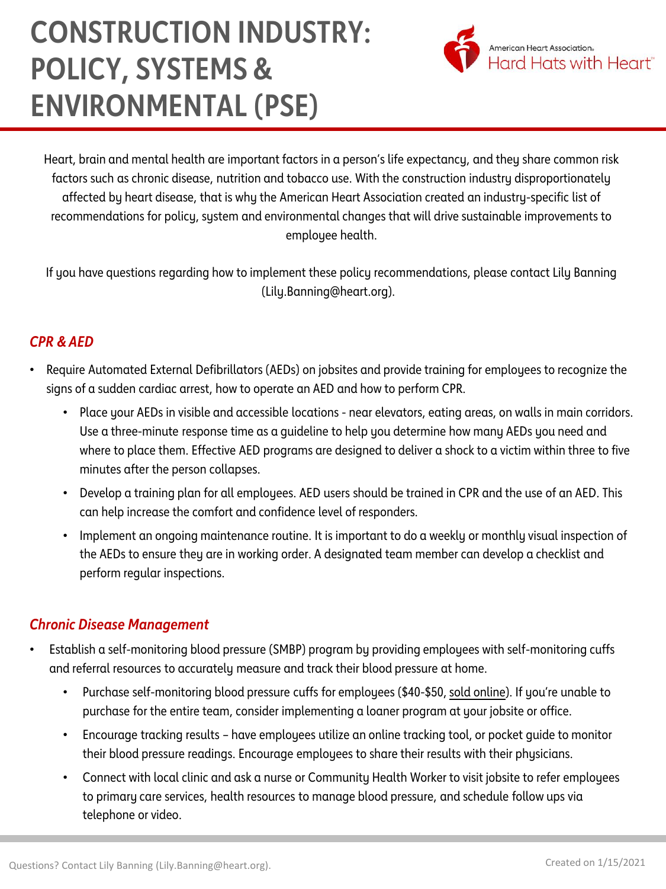# CONSTRUCTION INDUSTRY: POLICY, SYSTEMS & ENVIRONMENTAL (PSE)

American Heart Association. Hard Hats with Heart™

Heart, brain and mental health are important factors in a person's life expectancy, and they share common risk factors such as chronic disease, nutrition and tobacco use. With the construction industry disproportionately affected by heart disease, that is why the American Heart Association created an industry-specific list of recommendations for policy, system and environmental changes that will drive sustainable improvements to employee health.

If you have questions regarding how to implement these policy recommendations, please contact Lily Banning (Lily.Banning@heart.org).

## *CPR & AED*

- Require Automated External Defibrillators (AEDs) on jobsites and provide training for employees to recognize the signs of a sudden cardiac arrest, how to operate an AED and how to perform CPR.
  - Place your AEDs in visible and accessible locations - near elevators, eating areas, on walls in main corridors. Use a three-minute response time as a guideline to help you determine how many AEDs you need and where to place them. Effective AED programs are designed to deliver a shock to a victim within three to five minutes after the person collapses.
  - Develop a training plan for all employees. AED users should be trained in CPR and the use of an AED. This can help increase the comfort and confidence level of responders.
  - Implement an ongoing maintenance routine. It is important to do a weekly or monthly visual inspection of the AEDs to ensure they are in working order. A designated team member can develop a checklist and perform regular inspections.

## *Chronic Disease Management*

- Establish a self-monitoring blood pressure (SMBP) program by providing employees with self-monitoring cuffs and referral resources to accurately measure and track their blood pressure at home.
  - Purchase self-monitoring blood pressure cuffs for employees ($40-$50, sold online). If you're unable to purchase for the entire team, consider implementing a loaner program at your jobsite or office.
  - Encourage tracking results – have employees utilize an online tracking tool, or pocket guide to monitor their blood pressure readings. Encourage employees to share their results with their physicians.
  - Connect with local clinic and ask a nurse or Community Health Worker to visit jobsite to refer employees to primary care services, health resources to manage blood pressure, and schedule follow ups via telephone or video.

Questions? Contact Lily Banning (Lily.Banning@heart.org).

Created on 1/15/2021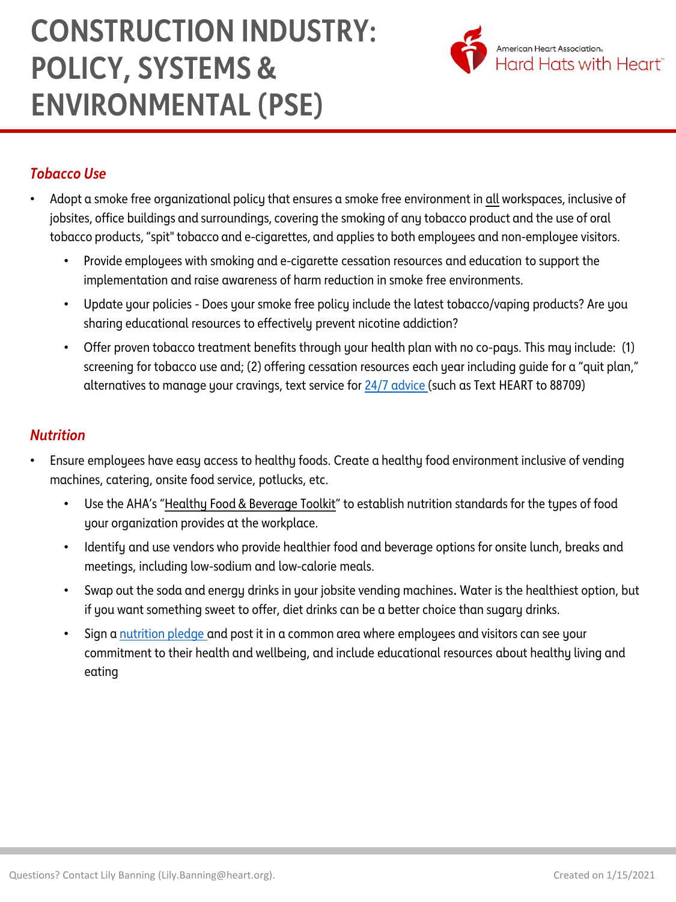# CONSTRUCTION INDUSTRY: POLICY, SYSTEMS & ENVIRONMENTAL (PSE)

American Heart Association. Hard Hats with Heart™

## *Tobacco Use*

- Adopt a smoke free organizational policy that ensures a smoke free environment in all workspaces, inclusive of jobsites, office buildings and surroundings, covering the smoking of any tobacco product and the use of oral tobacco products, "spit" tobacco and e-cigarettes, and applies to both employees and non-employee visitors.
  - Provide employees with smoking and e-cigarette cessation resources and education to support the implementation and raise awareness of harm reduction in smoke free environments.
  - Update your policies - Does your smoke free policy include the latest tobacco/vaping products? Are you sharing educational resources to effectively prevent nicotine addiction?
  - Offer proven tobacco treatment benefits through your health plan with no co-pays. This may include: (1) screening for tobacco use and; (2) offering cessation resources each year including guide for a "quit plan," alternatives to manage your cravings, text service for 24/7 advice (such as Text HEART to 88709)

## *Nutrition*

- Ensure employees have easy access to healthy foods. Create a healthy food environment inclusive of vending machines, catering, onsite food service, potlucks, etc.
  - Use the AHA's "Healthy Food & Beverage Toolkit" to establish nutrition standards for the types of food your organization provides at the workplace.
  - Identify and use vendors who provide healthier food and beverage options for onsite lunch, breaks and meetings, including low-sodium and low-calorie meals.
  - Swap out the soda and energy drinks in your jobsite vending machines. Water is the healthiest option, but if you want something sweet to offer, diet drinks can be a better choice than sugary drinks.
  - Sign a nutrition pledge and post it in a common area where employees and visitors can see your commitment to their health and wellbeing, and include educational resources about healthy living and eating

Questions? Contact Lily Banning (Lily.Banning@heart.org).

Created on 1/15/2021